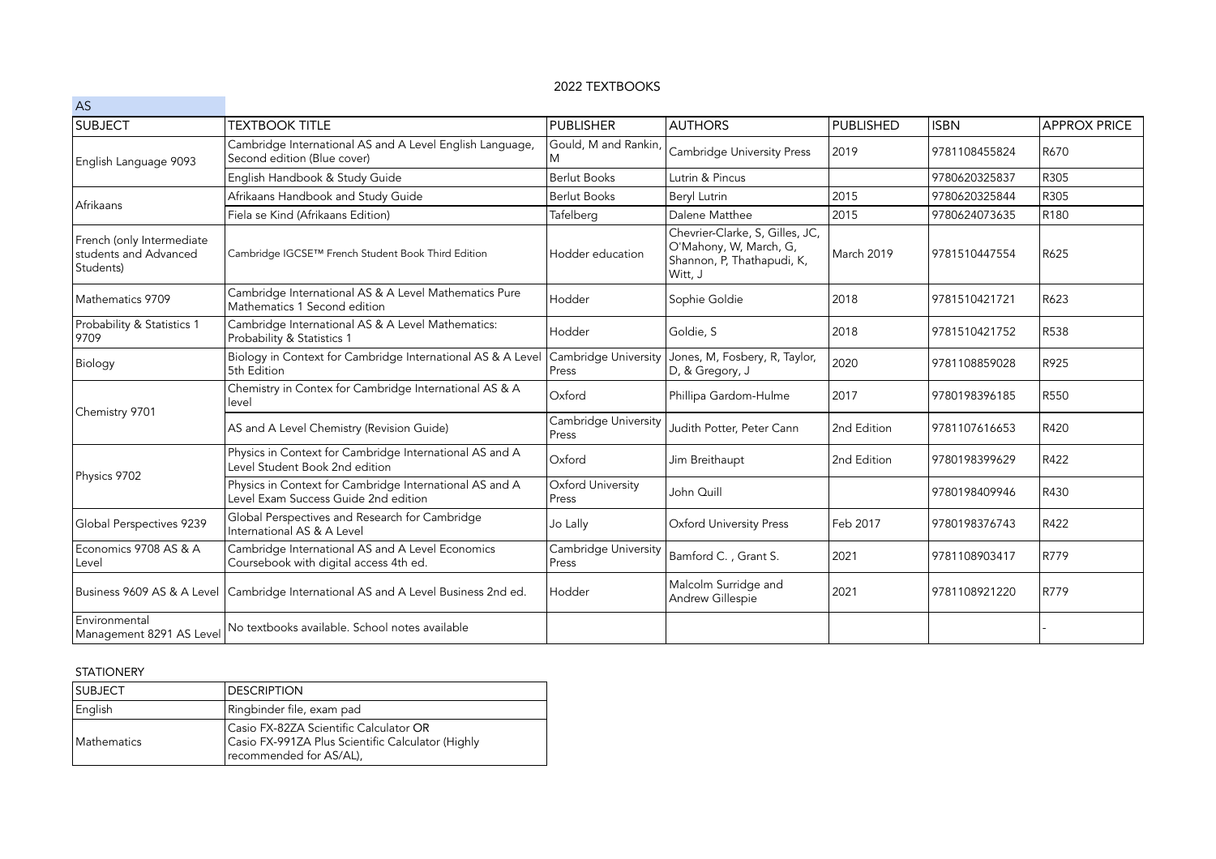# 2022 TEXTBOOKS

## AS

| SUBJECT | TEXTBOOK TITLE | PUBLISHER | AUTHORS | PUBLISHED | ISBN | APPROX PRICE |
|---|---|---|---|---|---|---|
| English Language 9093 | Cambridge International AS and A Level English Language, Second edition (Blue cover) | Gould, M and Rankin, M | Cambridge University Press | 2019 | 9781108455824 | R670 |
| | English Handbook & Study Guide | Berlut Books | Lutrin & Pincus | | 9780620325837 | R305 |
| Afrikaans | Afrikaans Handbook and Study Guide | Berlut Books | Beryl Lutrin | 2015 | 9780620325844 | R305 |
| | Fiela se Kind (Afrikaans Edition) | Tafelberg | Dalene Matthee | 2015 | 9780624073635 | R180 |
| French (only Intermediate students and Advanced Students) | Cambridge IGCSE™ French Student Book Third Edition | Hodder education | Chevrier-Clarke, S, Gilles, JC, O'Mahony, W, March, G, Shannon, P, Thathapudi, K, Witt, J | March 2019 | 9781510447554 | R625 |
| Mathematics 9709 | Cambridge International AS & A Level Mathematics Pure Mathematics 1 Second edition | Hodder | Sophie Goldie | 2018 | 9781510421721 | R623 |
| Probability & Statistics 1 9709 | Cambridge International AS & A Level Mathematics: Probability & Statistics 1 | Hodder | Goldie, S | 2018 | 9781510421752 | R538 |
| Biology | Biology in Context for Cambridge International AS & A Level 5th Edition | Cambridge University Press | Jones, M, Fosbery, R, Taylor, D, & Gregory, J | 2020 | 9781108859028 | R925 |
| Chemistry 9701 | Chemistry in Contex for Cambridge International AS & A level | Oxford | Phillipa Gardom-Hulme | 2017 | 9780198396185 | R550 |
| | AS and A Level Chemistry (Revision Guide) | Cambridge University Press | Judith Potter, Peter Cann | 2nd Edition | 9781107616653 | R420 |
| Physics 9702 | Physics in Context for Cambridge International AS and A Level Student Book 2nd edition | Oxford | Jim Breithaupt | 2nd Edition | 9780198399629 | R422 |
| | Physics in Context for Cambridge International AS and A Level Exam Success Guide 2nd edition | Oxford University Press | John Quill | | 9780198409946 | R430 |
| Global Perspectives 9239 | Global Perspectives and Research for Cambridge International AS & A Level | Jo Lally | Oxford University Press | Feb 2017 | 9780198376743 | R422 |
| Economics 9708 AS & A Level | Cambridge International AS and A Level Economics Coursebook with digital access 4th ed. | Cambridge University Press | Bamford C. , Grant S. | 2021 | 9781108903417 | R779 |
| Business 9609 AS & A Level | Cambridge International AS and A Level Business 2nd ed. | Hodder | Malcolm Surridge and Andrew Gillespie | 2021 | 9781108921220 | R779 |
| Environmental Management 8291 AS Level | No textbooks available. School notes available | | | | | - |

## STATIONERY

| SUBJECT | DESCRIPTION |
|---|---|
| English | Ringbinder file, exam pad |
| Mathematics | Casio FX-82ZA Scientific Calculator OR Casio FX-991ZA Plus Scientific Calculator (Highly recommended for AS/AL), |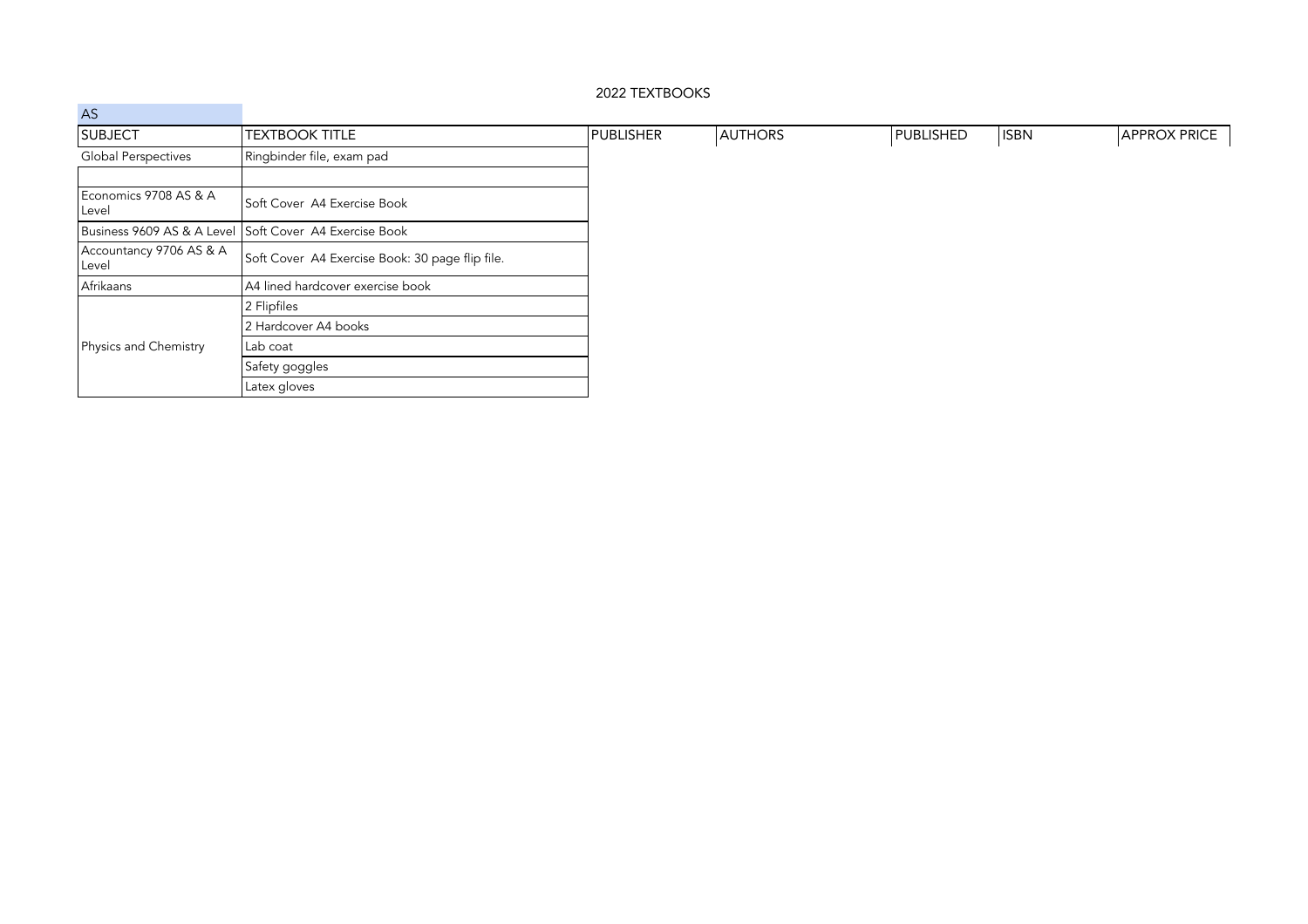2022 TEXTBOOKS

AS

| SUBJECT | TEXTBOOK TITLE | PUBLISHER | AUTHORS | PUBLISHED | ISBN | APPROX PRICE |
| --- | --- | --- | --- | --- | --- | --- |
| Global Perspectives | Ringbinder file, exam pad | | | | | |
| | | | | | | |
| Economics 9708 AS & A Level | Soft Cover A4 Exercise Book | | | | | |
| Business 9609 AS & A Level | Soft Cover A4 Exercise Book | | | | | |
| Accountancy 9706 AS & A Level | Soft Cover A4 Exercise Book: 30 page flip file. | | | | | |
| Afrikaans | A4 lined hardcover exercise book | | | | | |
| Physics and Chemistry | 2 Flipfiles | | | | | |
| | 2 Hardcover A4 books | | | | | |
| | Lab coat | | | | | |
| | Safety goggles | | | | | |
| | Latex gloves | | | | | |